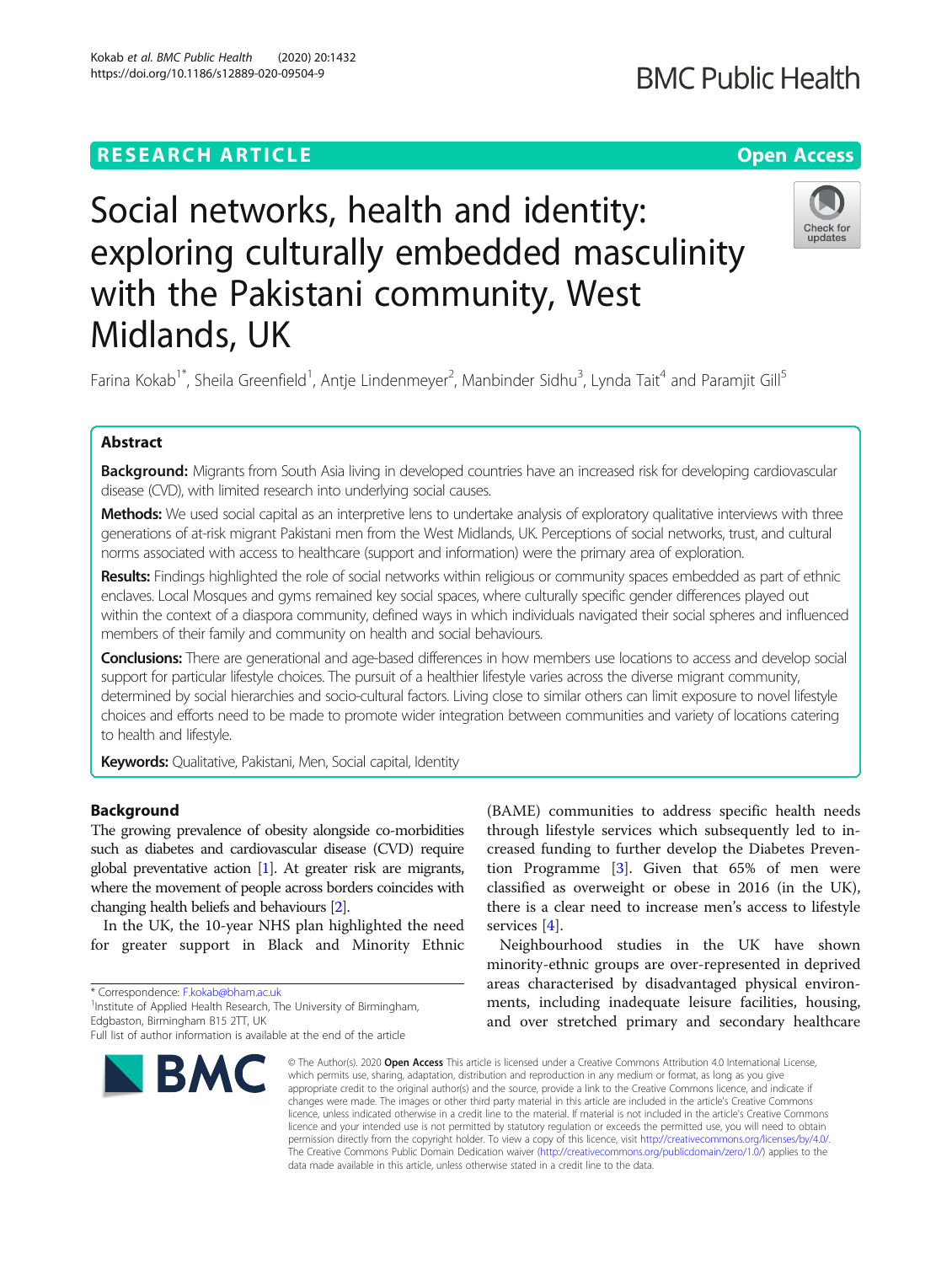RESEARCH ARTICLE

Open Access

# Social networks, health and identity: exploring culturally embedded masculinity with the Pakistani community, West Midlands, UK

Farina Kokab[1*], Sheila Greenfield[1], Antje Lindenmeyer[2], Manbinder Sidhu[3], Lynda Tait[4] and Paramjit Gill[5]

## Abstract

**Background:** Migrants from South Asia living in developed countries have an increased risk for developing cardiovascular disease (CVD), with limited research into underlying social causes.

**Methods:** We used social capital as an interpretive lens to undertake analysis of exploratory qualitative interviews with three generations of at-risk migrant Pakistani men from the West Midlands, UK. Perceptions of social networks, trust, and cultural norms associated with access to healthcare (support and information) were the primary area of exploration.

**Results:** Findings highlighted the role of social networks within religious or community spaces embedded as part of ethnic enclaves. Local Mosques and gyms remained key social spaces, where culturally specific gender differences played out within the context of a diaspora community, defined ways in which individuals navigated their social spheres and influenced members of their family and community on health and social behaviours.

**Conclusions:** There are generational and age-based differences in how members use locations to access and develop social support for particular lifestyle choices. The pursuit of a healthier lifestyle varies across the diverse migrant community, determined by social hierarchies and socio-cultural factors. Living close to similar others can limit exposure to novel lifestyle choices and efforts need to be made to promote wider integration between communities and variety of locations catering to health and lifestyle.

**Keywords:** Qualitative, Pakistani, Men, Social capital, Identity

## Background

The growing prevalence of obesity alongside co-morbidities such as diabetes and cardiovascular disease (CVD) require global preventative action [1]. At greater risk are migrants, where the movement of people across borders coincides with changing health beliefs and behaviours [2].

In the UK, the 10-year NHS plan highlighted the need for greater support in Black and Minority Ethnic (BAME) communities to address specific health needs through lifestyle services which subsequently led to increased funding to further develop the Diabetes Prevention Programme [3]. Given that 65% of men were classified as overweight or obese in 2016 (in the UK), there is a clear need to increase men's access to lifestyle services [4].

Neighbourhood studies in the UK have shown minority-ethnic groups are over-represented in deprived areas characterised by disadvantaged physical environments, including inadequate leisure facilities, housing, and over stretched primary and secondary healthcare

* Correspondence: F.kokab@bham.ac.uk
[1]Institute of Applied Health Research, The University of Birmingham, Edgbaston, Birmingham B15 2TT, UK
Full list of author information is available at the end of the article

© The Author(s). 2020 **Open Access** This article is licensed under a Creative Commons Attribution 4.0 International License, which permits use, sharing, adaptation, distribution and reproduction in any medium or format, as long as you give appropriate credit to the original author(s) and the source, provide a link to the Creative Commons licence, and indicate if changes were made. The images or other third party material in this article are included in the article's Creative Commons licence, unless indicated otherwise in a credit line to the material. If material is not included in the article's Creative Commons licence and your intended use is not permitted by statutory regulation or exceeds the permitted use, you will need to obtain permission directly from the copyright holder. To view a copy of this licence, visit http://creativecommons.org/licenses/by/4.0/. The Creative Commons Public Domain Dedication waiver (http://creativecommons.org/publicdomain/zero/1.0/) applies to the data made available in this article, unless otherwise stated in a credit line to the data.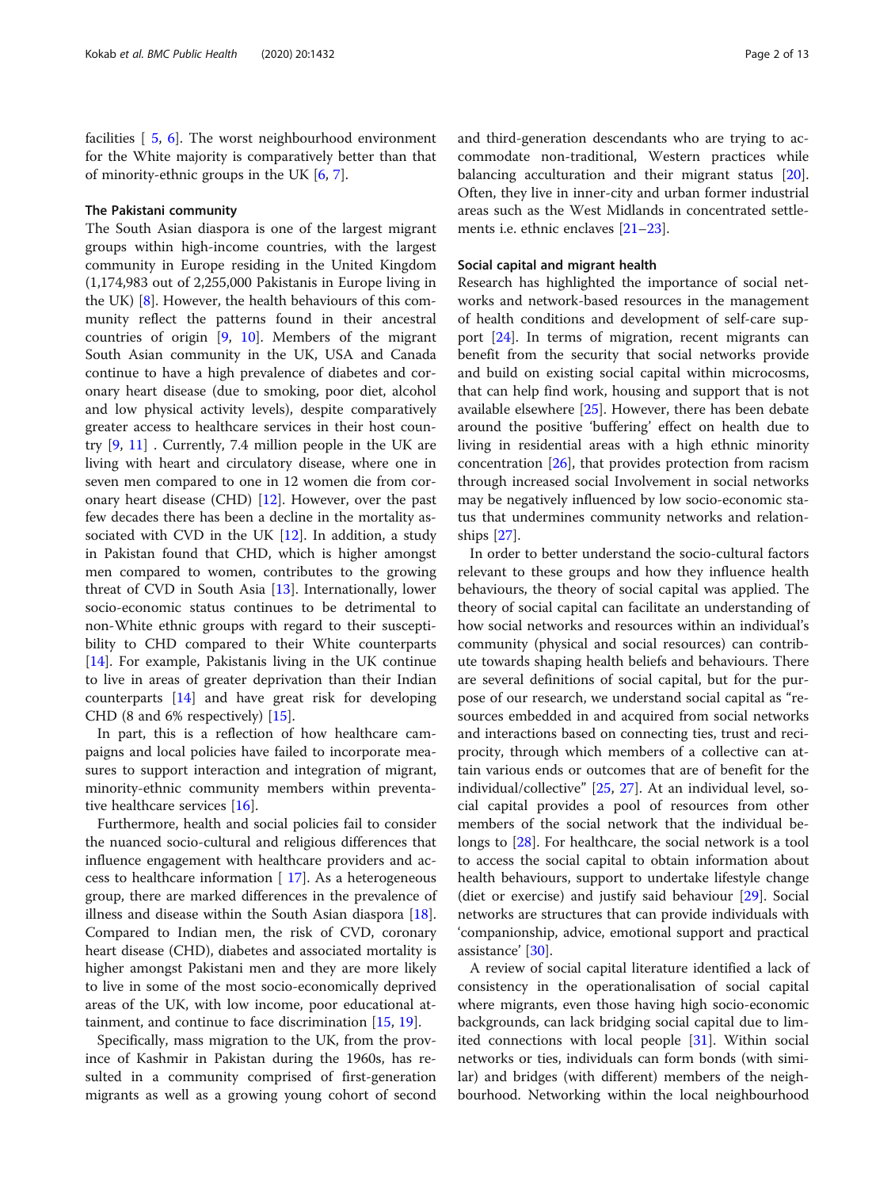facilities [ 5, 6]. The worst neighbourhood environment for the White majority is comparatively better than that of minority-ethnic groups in the UK [6, 7].

### The Pakistani community

The South Asian diaspora is one of the largest migrant groups within high-income countries, with the largest community in Europe residing in the United Kingdom (1,174,983 out of 2,255,000 Pakistanis in Europe living in the UK) [8]. However, the health behaviours of this community reflect the patterns found in their ancestral countries of origin [9, 10]. Members of the migrant South Asian community in the UK, USA and Canada continue to have a high prevalence of diabetes and coronary heart disease (due to smoking, poor diet, alcohol and low physical activity levels), despite comparatively greater access to healthcare services in their host country [9, 11] . Currently, 7.4 million people in the UK are living with heart and circulatory disease, where one in seven men compared to one in 12 women die from coronary heart disease (CHD) [12]. However, over the past few decades there has been a decline in the mortality associated with CVD in the UK [12]. In addition, a study in Pakistan found that CHD, which is higher amongst men compared to women, contributes to the growing threat of CVD in South Asia [13]. Internationally, lower socio-economic status continues to be detrimental to non-White ethnic groups with regard to their susceptibility to CHD compared to their White counterparts [14]. For example, Pakistanis living in the UK continue to live in areas of greater deprivation than their Indian counterparts [14] and have great risk for developing CHD (8 and 6% respectively) [15].

In part, this is a reflection of how healthcare campaigns and local policies have failed to incorporate measures to support interaction and integration of migrant, minority-ethnic community members within preventative healthcare services [16].

Furthermore, health and social policies fail to consider the nuanced socio-cultural and religious differences that influence engagement with healthcare providers and access to healthcare information [ 17]. As a heterogeneous group, there are marked differences in the prevalence of illness and disease within the South Asian diaspora [18]. Compared to Indian men, the risk of CVD, coronary heart disease (CHD), diabetes and associated mortality is higher amongst Pakistani men and they are more likely to live in some of the most socio-economically deprived areas of the UK, with low income, poor educational attainment, and continue to face discrimination [15, 19].

Specifically, mass migration to the UK, from the province of Kashmir in Pakistan during the 1960s, has resulted in a community comprised of first-generation migrants as well as a growing young cohort of second and third-generation descendants who are trying to accommodate non-traditional, Western practices while balancing acculturation and their migrant status [20]. Often, they live in inner-city and urban former industrial areas such as the West Midlands in concentrated settlements i.e. ethnic enclaves [21–23].

### Social capital and migrant health

Research has highlighted the importance of social networks and network-based resources in the management of health conditions and development of self-care support [24]. In terms of migration, recent migrants can benefit from the security that social networks provide and build on existing social capital within microcosms, that can help find work, housing and support that is not available elsewhere [25]. However, there has been debate around the positive 'buffering' effect on health due to living in residential areas with a high ethnic minority concentration [26], that provides protection from racism through increased social Involvement in social networks may be negatively influenced by low socio-economic status that undermines community networks and relationships [27].

In order to better understand the socio-cultural factors relevant to these groups and how they influence health behaviours, the theory of social capital was applied. The theory of social capital can facilitate an understanding of how social networks and resources within an individual's community (physical and social resources) can contribute towards shaping health beliefs and behaviours. There are several definitions of social capital, but for the purpose of our research, we understand social capital as "resources embedded in and acquired from social networks and interactions based on connecting ties, trust and reciprocity, through which members of a collective can attain various ends or outcomes that are of benefit for the individual/collective" [25, 27]. At an individual level, social capital provides a pool of resources from other members of the social network that the individual belongs to [28]. For healthcare, the social network is a tool to access the social capital to obtain information about health behaviours, support to undertake lifestyle change (diet or exercise) and justify said behaviour [29]. Social networks are structures that can provide individuals with 'companionship, advice, emotional support and practical assistance' [30].

A review of social capital literature identified a lack of consistency in the operationalisation of social capital where migrants, even those having high socio-economic backgrounds, can lack bridging social capital due to limited connections with local people [31]. Within social networks or ties, individuals can form bonds (with similar) and bridges (with different) members of the neighbourhood. Networking within the local neighbourhood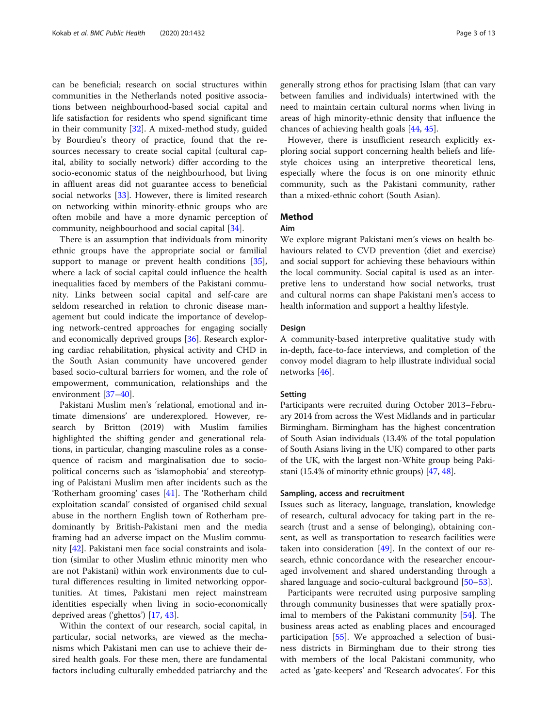can be beneficial; research on social structures within communities in the Netherlands noted positive associations between neighbourhood-based social capital and life satisfaction for residents who spend significant time in their community [32]. A mixed-method study, guided by Bourdieu's theory of practice, found that the resources necessary to create social capital (cultural capital, ability to socially network) differ according to the socio-economic status of the neighbourhood, but living in affluent areas did not guarantee access to beneficial social networks [33]. However, there is limited research on networking within minority-ethnic groups who are often mobile and have a more dynamic perception of community, neighbourhood and social capital [34].

There is an assumption that individuals from minority ethnic groups have the appropriate social or familial support to manage or prevent health conditions [35], where a lack of social capital could influence the health inequalities faced by members of the Pakistani community. Links between social capital and self-care are seldom researched in relation to chronic disease management but could indicate the importance of developing network-centred approaches for engaging socially and economically deprived groups [36]. Research exploring cardiac rehabilitation, physical activity and CHD in the South Asian community have uncovered gender based socio-cultural barriers for women, and the role of empowerment, communication, relationships and the environment [37–40].

Pakistani Muslim men's 'relational, emotional and intimate dimensions' are underexplored. However, research by Britton (2019) with Muslim families highlighted the shifting gender and generational relations, in particular, changing masculine roles as a consequence of racism and marginalisation due to socio-political concerns such as 'islamophobia' and stereotyping of Pakistani Muslim men after incidents such as the 'Rotherham grooming' cases [41]. The 'Rotherham child exploitation scandal' consisted of organised child sexual abuse in the northern English town of Rotherham predominantly by British-Pakistani men and the media framing had an adverse impact on the Muslim community [42]. Pakistani men face social constraints and isolation (similar to other Muslim ethnic minority men who are not Pakistani) within work environments due to cultural differences resulting in limited networking opportunities. At times, Pakistani men reject mainstream identities especially when living in socio-economically deprived areas ('ghettos') [17, 43].

Within the context of our research, social capital, in particular, social networks, are viewed as the mechanisms which Pakistani men can use to achieve their desired health goals. For these men, there are fundamental factors including culturally embedded patriarchy and the generally strong ethos for practising Islam (that can vary between families and individuals) intertwined with the need to maintain certain cultural norms when living in areas of high minority-ethnic density that influence the chances of achieving health goals [44, 45].

However, there is insufficient research explicitly exploring social support concerning health beliefs and lifestyle choices using an interpretive theoretical lens, especially where the focus is on one minority ethnic community, such as the Pakistani community, rather than a mixed-ethnic cohort (South Asian).

## Method

### Aim

We explore migrant Pakistani men's views on health behaviours related to CVD prevention (diet and exercise) and social support for achieving these behaviours within the local community. Social capital is used as an interpretive lens to understand how social networks, trust and cultural norms can shape Pakistani men's access to health information and support a healthy lifestyle.

### Design

A community-based interpretive qualitative study with in-depth, face-to-face interviews, and completion of the convoy model diagram to help illustrate individual social networks [46].

### Setting

Participants were recruited during October 2013–February 2014 from across the West Midlands and in particular Birmingham. Birmingham has the highest concentration of South Asian individuals (13.4% of the total population of South Asians living in the UK) compared to other parts of the UK, with the largest non-White group being Pakistani (15.4% of minority ethnic groups) [47, 48].

### Sampling, access and recruitment

Issues such as literacy, language, translation, knowledge of research, cultural advocacy for taking part in the research (trust and a sense of belonging), obtaining consent, as well as transportation to research facilities were taken into consideration [49]. In the context of our research, ethnic concordance with the researcher encouraged involvement and shared understanding through a shared language and socio-cultural background [50–53].

Participants were recruited using purposive sampling through community businesses that were spatially proximal to members of the Pakistani community [54]. The business areas acted as enabling places and encouraged participation [55]. We approached a selection of business districts in Birmingham due to their strong ties with members of the local Pakistani community, who acted as 'gate-keepers' and 'Research advocates'. For this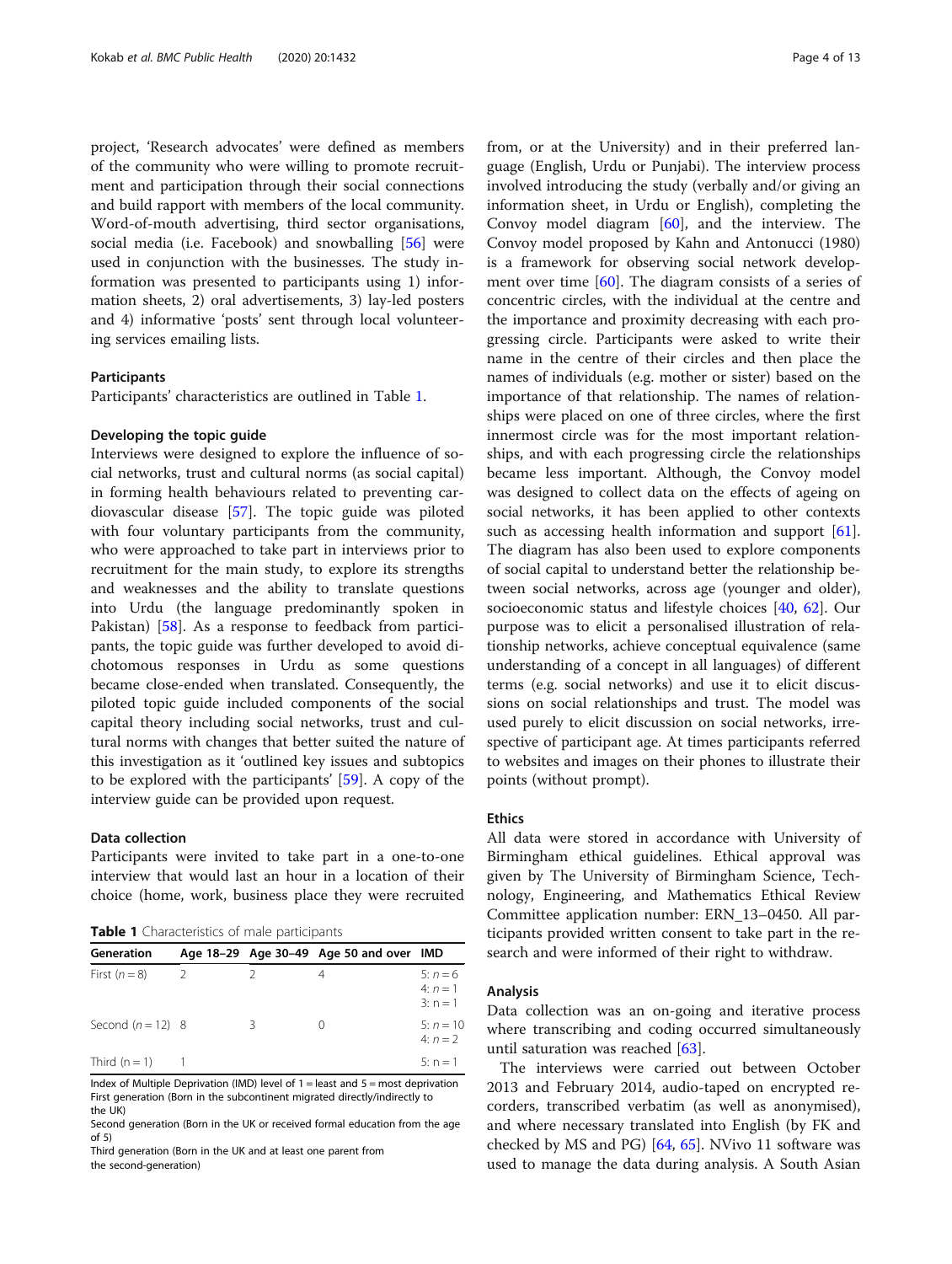project, 'Research advocates' were defined as members of the community who were willing to promote recruitment and participation through their social connections and build rapport with members of the local community. Word-of-mouth advertising, third sector organisations, social media (i.e. Facebook) and snowballing [56] were used in conjunction with the businesses. The study information was presented to participants using 1) information sheets, 2) oral advertisements, 3) lay-led posters and 4) informative 'posts' sent through local volunteering services emailing lists.

### Participants

Participants' characteristics are outlined in Table 1.

### Developing the topic guide

Interviews were designed to explore the influence of social networks, trust and cultural norms (as social capital) in forming health behaviours related to preventing cardiovascular disease [57]. The topic guide was piloted with four voluntary participants from the community, who were approached to take part in interviews prior to recruitment for the main study, to explore its strengths and weaknesses and the ability to translate questions into Urdu (the language predominantly spoken in Pakistan) [58]. As a response to feedback from participants, the topic guide was further developed to avoid dichotomous responses in Urdu as some questions became close-ended when translated. Consequently, the piloted topic guide included components of the social capital theory including social networks, trust and cultural norms with changes that better suited the nature of this investigation as it 'outlined key issues and subtopics to be explored with the participants' [59]. A copy of the interview guide can be provided upon request.

### Data collection

Participants were invited to take part in a one-to-one interview that would last an hour in a location of their choice (home, work, business place they were recruited from, or at the University) and in their preferred language (English, Urdu or Punjabi). The interview process involved introducing the study (verbally and/or giving an information sheet, in Urdu or English), completing the Convoy model diagram [60], and the interview. The Convoy model proposed by Kahn and Antonucci (1980) is a framework for observing social network development over time [60]. The diagram consists of a series of concentric circles, with the individual at the centre and the importance and proximity decreasing with each progressing circle. Participants were asked to write their name in the centre of their circles and then place the names of individuals (e.g. mother or sister) based on the importance of that relationship. The names of relationships were placed on one of three circles, where the first innermost circle was for the most important relationships, and with each progressing circle the relationships became less important. Although, the Convoy model was designed to collect data on the effects of ageing on social networks, it has been applied to other contexts such as accessing health information and support [61]. The diagram has also been used to explore components of social capital to understand better the relationship between social networks, across age (younger and older), socioeconomic status and lifestyle choices [40, 62]. Our purpose was to elicit a personalised illustration of relationship networks, achieve conceptual equivalence (same understanding of a concept in all languages) of different terms (e.g. social networks) and use it to elicit discussions on social relationships and trust. The model was used purely to elicit discussion on social networks, irrespective of participant age. At times participants referred to websites and images on their phones to illustrate their points (without prompt).

**Table 1** Characteristics of male participants

| Generation | Age 18–29 | Age 30–49 | Age 50 and over | IMD |
| --- | --- | --- | --- | --- |
| First (*n* = 8) | 2 | 2 | 4 | 5: *n* = 6<br>4: *n* = 1<br>3: n = 1 |
| Second (*n* = 12) | 8 | 3 | 0 | 5: *n* = 10<br>4: *n* = 2 |
| Third (n = 1) | 1 | | | 5: n = 1 |

Index of Multiple Deprivation (IMD) level of 1 = least and 5 = most deprivation
First generation (Born in the subcontinent migrated directly/indirectly to the UK)
Second generation (Born in the UK or received formal education from the age of 5)
Third generation (Born in the UK and at least one parent from the second-generation)

### Ethics

All data were stored in accordance with University of Birmingham ethical guidelines. Ethical approval was given by The University of Birmingham Science, Technology, Engineering, and Mathematics Ethical Review Committee application number: ERN_13–0450. All participants provided written consent to take part in the research and were informed of their right to withdraw.

### Analysis

Data collection was an on-going and iterative process where transcribing and coding occurred simultaneously until saturation was reached [63].

The interviews were carried out between October 2013 and February 2014, audio-taped on encrypted recorders, transcribed verbatim (as well as anonymised), and where necessary translated into English (by FK and checked by MS and PG) [64, 65]. NVivo 11 software was used to manage the data during analysis. A South Asian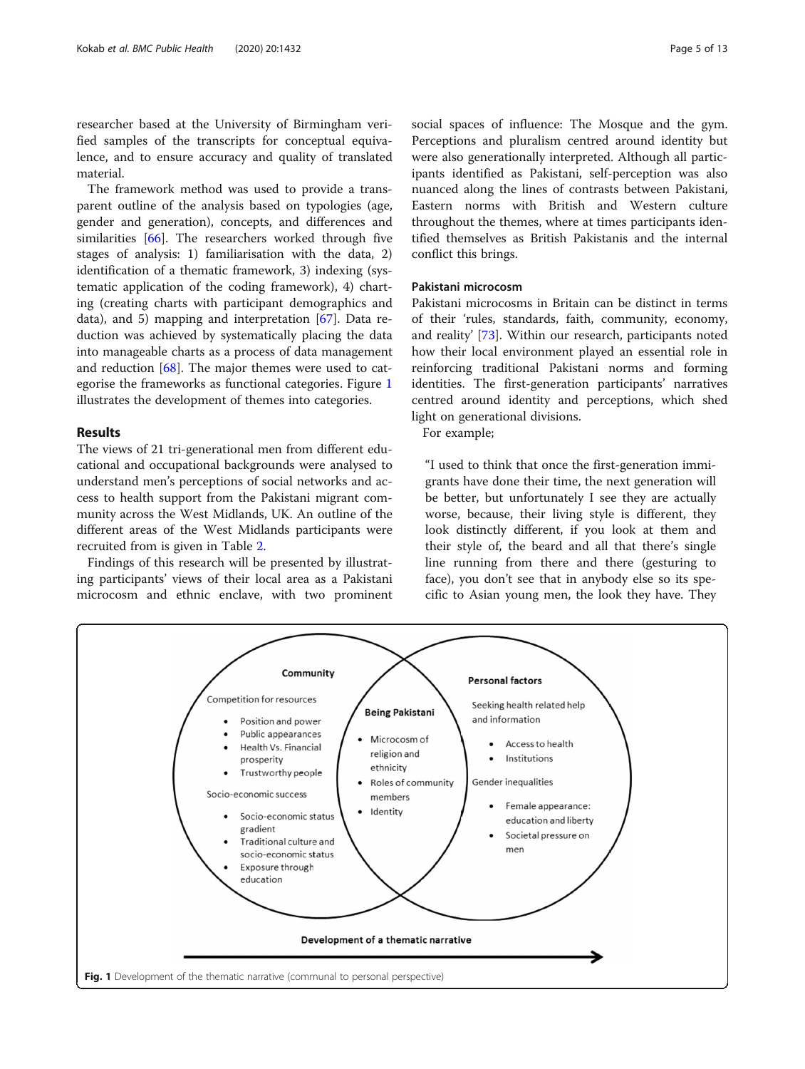researcher based at the University of Birmingham verified samples of the transcripts for conceptual equivalence, and to ensure accuracy and quality of translated material.

The framework method was used to provide a transparent outline of the analysis based on typologies (age, gender and generation), concepts, and differences and similarities [66]. The researchers worked through five stages of analysis: 1) familiarisation with the data, 2) identification of a thematic framework, 3) indexing (systematic application of the coding framework), 4) charting (creating charts with participant demographics and data), and 5) mapping and interpretation [67]. Data reduction was achieved by systematically placing the data into manageable charts as a process of data management and reduction [68]. The major themes were used to categorise the frameworks as functional categories. Figure 1 illustrates the development of themes into categories.

## Results

The views of 21 tri-generational men from different educational and occupational backgrounds were analysed to understand men's perceptions of social networks and access to health support from the Pakistani migrant community across the West Midlands, UK. An outline of the different areas of the West Midlands participants were recruited from is given in Table 2.

Findings of this research will be presented by illustrating participants' views of their local area as a Pakistani microcosm and ethnic enclave, with two prominent social spaces of influence: The Mosque and the gym. Perceptions and pluralism centred around identity but were also generationally interpreted. Although all participants identified as Pakistani, self-perception was also nuanced along the lines of contrasts between Pakistani, Eastern norms with British and Western culture throughout the themes, where at times participants identified themselves as British Pakistanis and the internal conflict this brings.

### Pakistani microcosm

Pakistani microcosms in Britain can be distinct in terms of their 'rules, standards, faith, community, economy, and reality' [73]. Within our research, participants noted how their local environment played an essential role in reinforcing traditional Pakistani norms and forming identities. The first-generation participants' narratives centred around identity and perceptions, which shed light on generational divisions.

For example;

> "I used to think that once the first-generation immigrants have done their time, the next generation will be better, but unfortunately I see they are actually worse, because, their living style is different, they look distinctly different, if you look at them and their style of, the beard and all that there's single line running from there and there (gesturing to face), you don't see that in anybody else so its specific to Asian young men, the look they have. They

**Community**

Competition for resources

- Position and power
- Public appearances
- Health Vs. Financial prosperity
- Trustworthy people

Socio-economic success

- Socio-economic status gradient
- Traditional culture and socio-economic status
- Exposure through education

**Being Pakistani**

- Microcosm of religion and ethnicity
- Roles of community members
- Identity

**Personal factors**

Seeking health related help and information

- Access to health
- Institutions

Gender inequalities

- Female appearance: education and liberty
- Societal pressure on men

**Development of a thematic narrative**

**Fig. 1** Development of the thematic narrative (communal to personal perspective)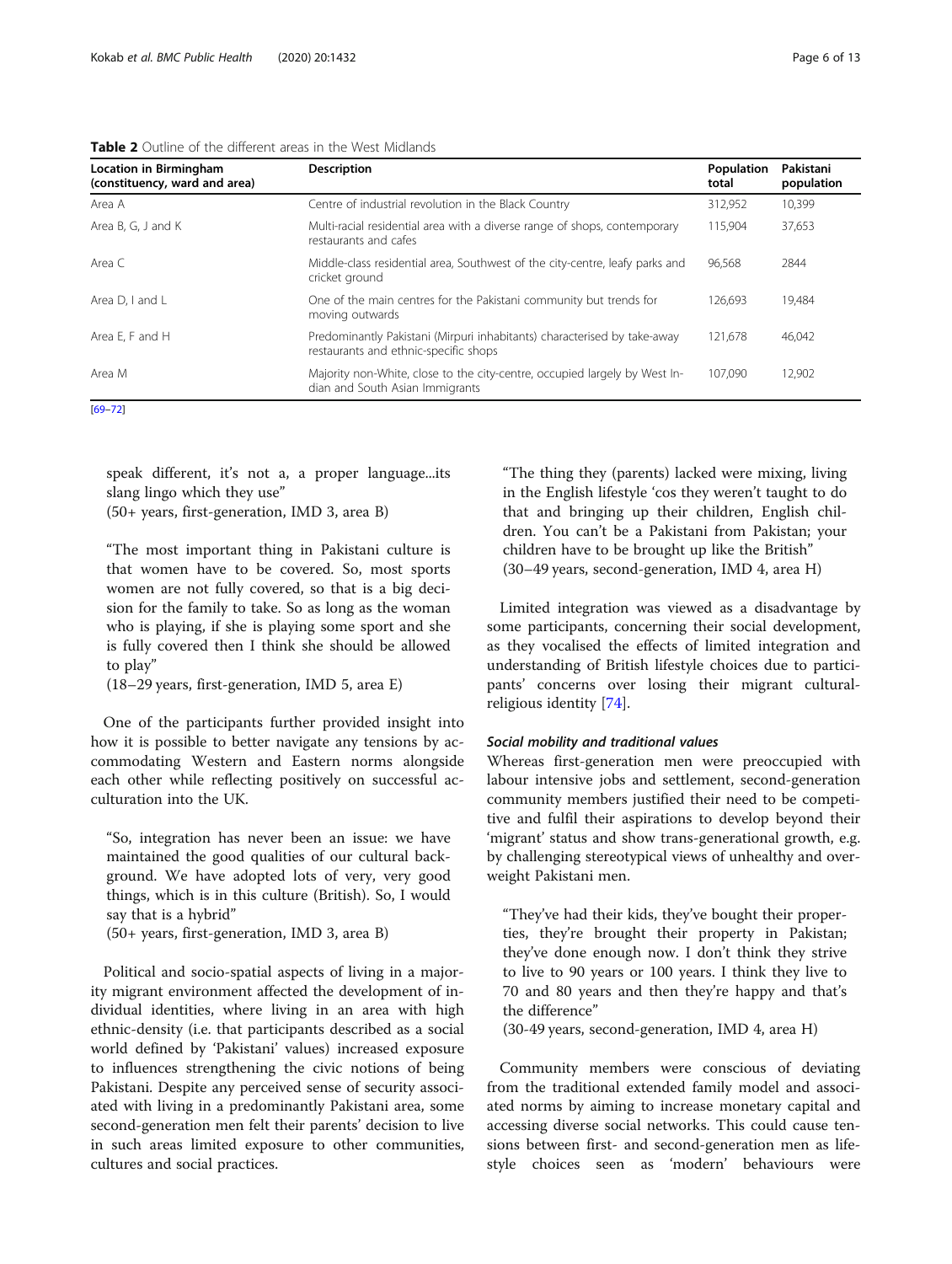**Table 2** Outline of the different areas in the West Midlands

| Location in Birmingham (constituency, ward and area) | Description | Population total | Pakistani population |
|---|---|---|---|
| Area A | Centre of industrial revolution in the Black Country | 312,952 | 10,399 |
| Area B, G, J and K | Multi-racial residential area with a diverse range of shops, contemporary restaurants and cafes | 115,904 | 37,653 |
| Area C | Middle-class residential area, Southwest of the city-centre, leafy parks and cricket ground | 96,568 | 2844 |
| Area D, I and L | One of the main centres for the Pakistani community but trends for moving outwards | 126,693 | 19,484 |
| Area E, F and H | Predominantly Pakistani (Mirpuri inhabitants) characterised by take-away restaurants and ethnic-specific shops | 121,678 | 46,042 |
| Area M | Majority non-White, close to the city-centre, occupied largely by West Indian and South Asian Immigrants | 107,090 | 12,902 |

[69–72]

> speak different, it's not a, a proper language...its slang lingo which they use"
> (50+ years, first-generation, IMD 3, area B)

> "The most important thing in Pakistani culture is that women have to be covered. So, most sports women are not fully covered, so that is a big decision for the family to take. So as long as the woman who is playing, if she is playing some sport and she is fully covered then I think she should be allowed to play"
> (18–29 years, first-generation, IMD 5, area E)

One of the participants further provided insight into how it is possible to better navigate any tensions by accommodating Western and Eastern norms alongside each other while reflecting positively on successful acculturation into the UK.

> "So, integration has never been an issue: we have maintained the good qualities of our cultural background. We have adopted lots of very, very good things, which is in this culture (British). So, I would say that is a hybrid"
> (50+ years, first-generation, IMD 3, area B)

Political and socio-spatial aspects of living in a majority migrant environment affected the development of individual identities, where living in an area with high ethnic-density (i.e. that participants described as a social world defined by 'Pakistani' values) increased exposure to influences strengthening the civic notions of being Pakistani. Despite any perceived sense of security associated with living in a predominantly Pakistani area, some second-generation men felt their parents' decision to live in such areas limited exposure to other communities, cultures and social practices.

> "The thing they (parents) lacked were mixing, living in the English lifestyle 'cos they weren't taught to do that and bringing up their children, English children. You can't be a Pakistani from Pakistan; your children have to be brought up like the British"
> (30–49 years, second-generation, IMD 4, area H)

Limited integration was viewed as a disadvantage by some participants, concerning their social development, as they vocalised the effects of limited integration and understanding of British lifestyle choices due to participants' concerns over losing their migrant cultural-religious identity [74].

#### *Social mobility and traditional values*

Whereas first-generation men were preoccupied with labour intensive jobs and settlement, second-generation community members justified their need to be competitive and fulfil their aspirations to develop beyond their 'migrant' status and show trans-generational growth, e.g. by challenging stereotypical views of unhealthy and overweight Pakistani men.

> "They've had their kids, they've bought their properties, they're brought their property in Pakistan; they've done enough now. I don't think they strive to live to 90 years or 100 years. I think they live to 70 and 80 years and then they're happy and that's the difference"
> (30-49 years, second-generation, IMD 4, area H)

Community members were conscious of deviating from the traditional extended family model and associated norms by aiming to increase monetary capital and accessing diverse social networks. This could cause tensions between first- and second-generation men as lifestyle choices seen as 'modern' behaviours were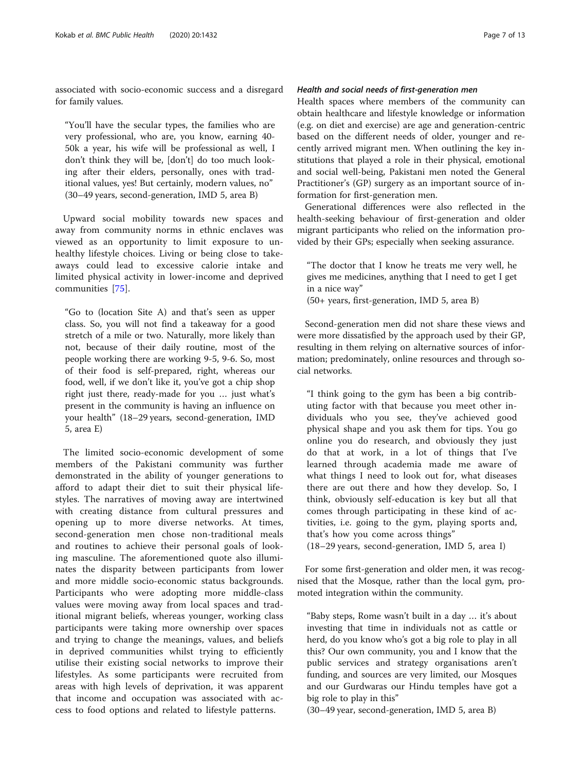associated with socio-economic success and a disregard for family values.

> "You'll have the secular types, the families who are very professional, who are, you know, earning 40-50k a year, his wife will be professional as well, I don't think they will be, [don't] do too much looking after their elders, personally, ones with traditional values, yes! But certainly, modern values, no" (30–49 years, second-generation, IMD 5, area B)

Upward social mobility towards new spaces and away from community norms in ethnic enclaves was viewed as an opportunity to limit exposure to unhealthy lifestyle choices. Living or being close to takeaways could lead to excessive calorie intake and limited physical activity in lower-income and deprived communities [75].

> "Go to (location Site A) and that's seen as upper class. So, you will not find a takeaway for a good stretch of a mile or two. Naturally, more likely than not, because of their daily routine, most of the people working there are working 9-5, 9-6. So, most of their food is self-prepared, right, whereas our food, well, if we don't like it, you've got a chip shop right just there, ready-made for you … just what's present in the community is having an influence on your health" (18–29 years, second-generation, IMD 5, area E)

The limited socio-economic development of some members of the Pakistani community was further demonstrated in the ability of younger generations to afford to adapt their diet to suit their physical lifestyles. The narratives of moving away are intertwined with creating distance from cultural pressures and opening up to more diverse networks. At times, second-generation men chose non-traditional meals and routines to achieve their personal goals of looking masculine. The aforementioned quote also illuminates the disparity between participants from lower and more middle socio-economic status backgrounds. Participants who were adopting more middle-class values were moving away from local spaces and traditional migrant beliefs, whereas younger, working class participants were taking more ownership over spaces and trying to change the meanings, values, and beliefs in deprived communities whilst trying to efficiently utilise their existing social networks to improve their lifestyles. As some participants were recruited from areas with high levels of deprivation, it was apparent that income and occupation was associated with access to food options and related to lifestyle patterns.

#### *Health and social needs of first-generation men*

Health spaces where members of the community can obtain healthcare and lifestyle knowledge or information (e.g. on diet and exercise) are age and generation-centric based on the different needs of older, younger and recently arrived migrant men. When outlining the key institutions that played a role in their physical, emotional and social well-being, Pakistani men noted the General Practitioner's (GP) surgery as an important source of information for first-generation men.

Generational differences were also reflected in the health-seeking behaviour of first-generation and older migrant participants who relied on the information provided by their GPs; especially when seeking assurance.

> "The doctor that I know he treats me very well, he gives me medicines, anything that I need to get I get in a nice way"
> (50+ years, first-generation, IMD 5, area B)

Second-generation men did not share these views and were more dissatisfied by the approach used by their GP, resulting in them relying on alternative sources of information; predominately, online resources and through social networks.

> "I think going to the gym has been a big contributing factor with that because you meet other individuals who you see, they've achieved good physical shape and you ask them for tips. You go online you do research, and obviously they just do that at work, in a lot of things that I've learned through academia made me aware of what things I need to look out for, what diseases there are out there and how they develop. So, I think, obviously self-education is key but all that comes through participating in these kind of activities, i.e. going to the gym, playing sports and, that's how you come across things"
> (18–29 years, second-generation, IMD 5, area I)

For some first-generation and older men, it was recognised that the Mosque, rather than the local gym, promoted integration within the community.

> "Baby steps, Rome wasn't built in a day … it's about investing that time in individuals not as cattle or herd, do you know who's got a big role to play in all this? Our own community, you and I know that the public services and strategy organisations aren't funding, and sources are very limited, our Mosques and our Gurdwaras our Hindu temples have got a big role to play in this"
> (30–49 year, second-generation, IMD 5, area B)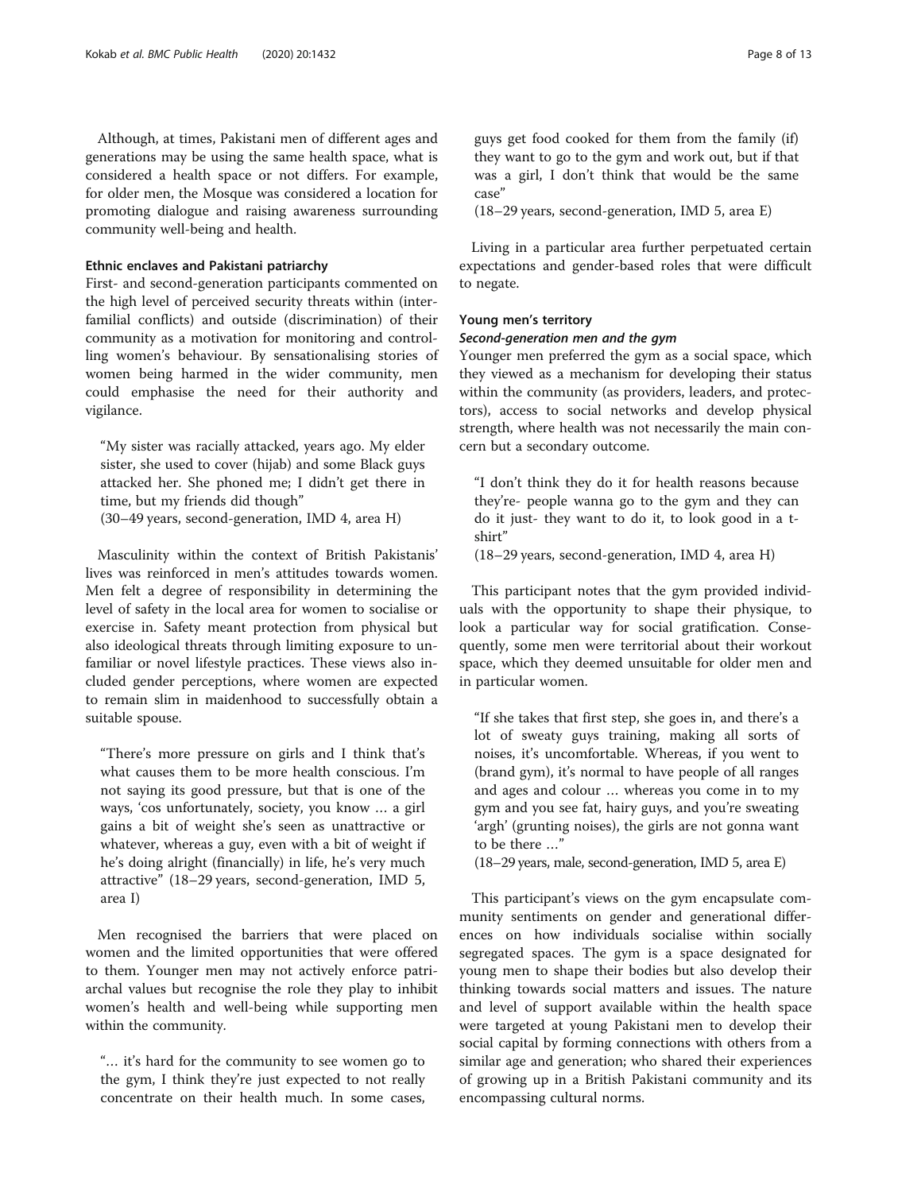Although, at times, Pakistani men of different ages and generations may be using the same health space, what is considered a health space or not differs. For example, for older men, the Mosque was considered a location for promoting dialogue and raising awareness surrounding community well-being and health.

### Ethnic enclaves and Pakistani patriarchy

First- and second-generation participants commented on the high level of perceived security threats within (inter-familial conflicts) and outside (discrimination) of their community as a motivation for monitoring and controlling women's behaviour. By sensationalising stories of women being harmed in the wider community, men could emphasise the need for their authority and vigilance.

> "My sister was racially attacked, years ago. My elder sister, she used to cover (hijab) and some Black guys attacked her. She phoned me; I didn't get there in time, but my friends did though"
> (30–49 years, second-generation, IMD 4, area H)

Masculinity within the context of British Pakistanis' lives was reinforced in men's attitudes towards women. Men felt a degree of responsibility in determining the level of safety in the local area for women to socialise or exercise in. Safety meant protection from physical but also ideological threats through limiting exposure to unfamiliar or novel lifestyle practices. These views also included gender perceptions, where women are expected to remain slim in maidenhood to successfully obtain a suitable spouse.

> "There's more pressure on girls and I think that's what causes them to be more health conscious. I'm not saying its good pressure, but that is one of the ways, 'cos unfortunately, society, you know … a girl gains a bit of weight she's seen as unattractive or whatever, whereas a guy, even with a bit of weight if he's doing alright (financially) in life, he's very much attractive" (18–29 years, second-generation, IMD 5, area I)

Men recognised the barriers that were placed on women and the limited opportunities that were offered to them. Younger men may not actively enforce patriarchal values but recognise the role they play to inhibit women's health and well-being while supporting men within the community.

> "… it's hard for the community to see women go to the gym, I think they're just expected to not really concentrate on their health much. In some cases, guys get food cooked for them from the family (if) they want to go to the gym and work out, but if that was a girl, I don't think that would be the same case"
> (18–29 years, second-generation, IMD 5, area E)

Living in a particular area further perpetuated certain expectations and gender-based roles that were difficult to negate.

### Young men's territory

#### *Second-generation men and the gym*

Younger men preferred the gym as a social space, which they viewed as a mechanism for developing their status within the community (as providers, leaders, and protectors), access to social networks and develop physical strength, where health was not necessarily the main concern but a secondary outcome.

> "I don't think they do it for health reasons because they're- people wanna go to the gym and they can do it just- they want to do it, to look good in a t-shirt"
> (18–29 years, second-generation, IMD 4, area H)

This participant notes that the gym provided individuals with the opportunity to shape their physique, to look a particular way for social gratification. Consequently, some men were territorial about their workout space, which they deemed unsuitable for older men and in particular women.

> "If she takes that first step, she goes in, and there's a lot of sweaty guys training, making all sorts of noises, it's uncomfortable. Whereas, if you went to (brand gym), it's normal to have people of all ranges and ages and colour … whereas you come in to my gym and you see fat, hairy guys, and you're sweating 'argh' (grunting noises), the girls are not gonna want to be there …"
> (18–29 years, male, second-generation, IMD 5, area E)

This participant's views on the gym encapsulate community sentiments on gender and generational differences on how individuals socialise within socially segregated spaces. The gym is a space designated for young men to shape their bodies but also develop their thinking towards social matters and issues. The nature and level of support available within the health space were targeted at young Pakistani men to develop their social capital by forming connections with others from a similar age and generation; who shared their experiences of growing up in a British Pakistani community and its encompassing cultural norms.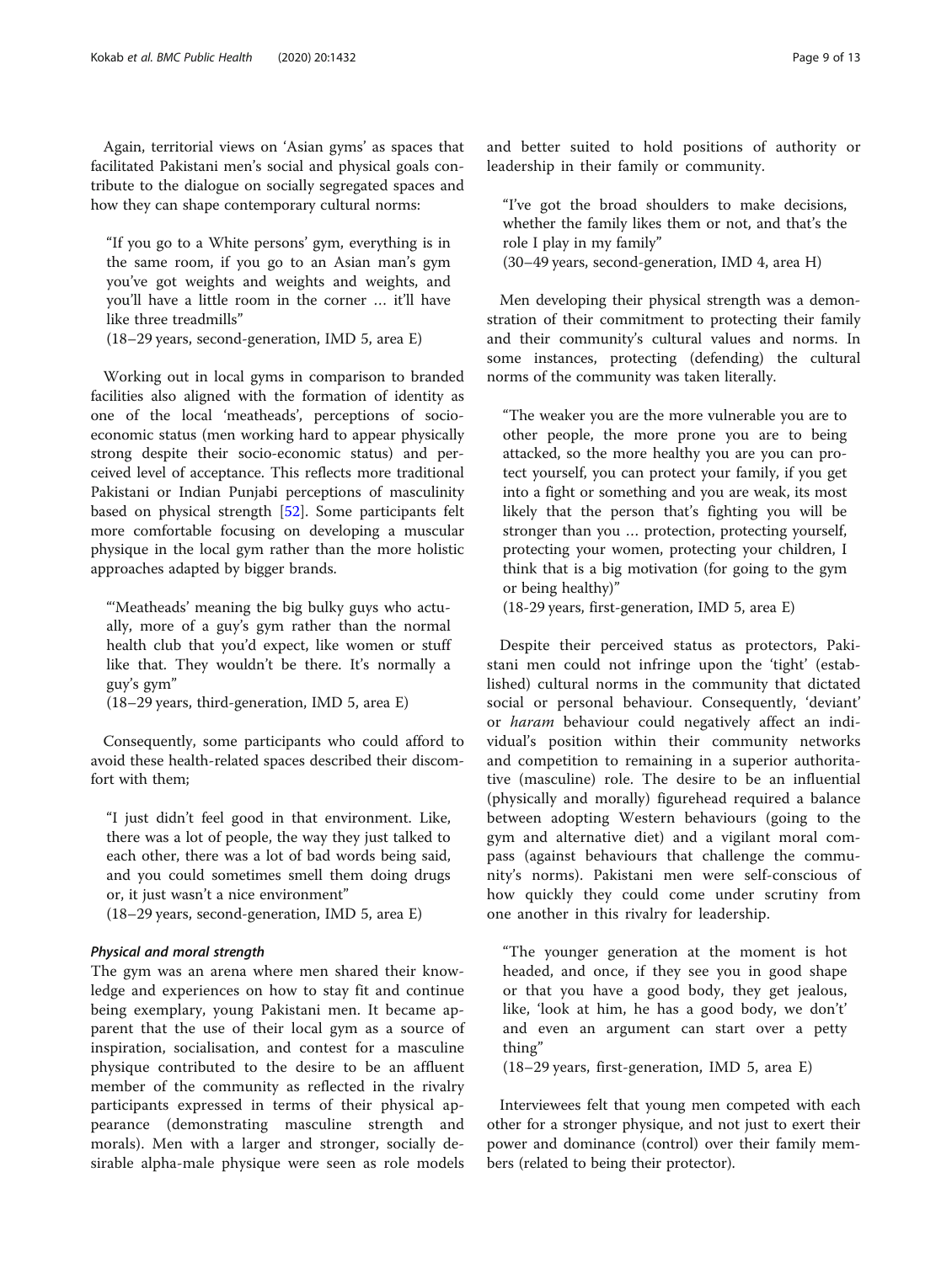Again, territorial views on 'Asian gyms' as spaces that facilitated Pakistani men's social and physical goals contribute to the dialogue on socially segregated spaces and how they can shape contemporary cultural norms:

> "If you go to a White persons' gym, everything is in the same room, if you go to an Asian man's gym you've got weights and weights and weights, and you'll have a little room in the corner … it'll have like three treadmills"
> (18–29 years, second-generation, IMD 5, area E)

Working out in local gyms in comparison to branded facilities also aligned with the formation of identity as one of the local 'meatheads', perceptions of socio-economic status (men working hard to appear physically strong despite their socio-economic status) and perceived level of acceptance. This reflects more traditional Pakistani or Indian Punjabi perceptions of masculinity based on physical strength [52]. Some participants felt more comfortable focusing on developing a muscular physique in the local gym rather than the more holistic approaches adapted by bigger brands.

> "'Meatheads' meaning the big bulky guys who actually, more of a guy's gym rather than the normal health club that you'd expect, like women or stuff like that. They wouldn't be there. It's normally a guy's gym"
> (18–29 years, third-generation, IMD 5, area E)

Consequently, some participants who could afford to avoid these health-related spaces described their discomfort with them;

> "I just didn't feel good in that environment. Like, there was a lot of people, the way they just talked to each other, there was a lot of bad words being said, and you could sometimes smell them doing drugs or, it just wasn't a nice environment"
> (18–29 years, second-generation, IMD 5, area E)

#### *Physical and moral strength*

The gym was an arena where men shared their knowledge and experiences on how to stay fit and continue being exemplary, young Pakistani men. It became apparent that the use of their local gym as a source of inspiration, socialisation, and contest for a masculine physique contributed to the desire to be an affluent member of the community as reflected in the rivalry participants expressed in terms of their physical appearance (demonstrating masculine strength and morals). Men with a larger and stronger, socially desirable alpha-male physique were seen as role models and better suited to hold positions of authority or leadership in their family or community.

> "I've got the broad shoulders to make decisions, whether the family likes them or not, and that's the role I play in my family"
> (30–49 years, second-generation, IMD 4, area H)

Men developing their physical strength was a demonstration of their commitment to protecting their family and their community's cultural values and norms. In some instances, protecting (defending) the cultural norms of the community was taken literally.

> "The weaker you are the more vulnerable you are to other people, the more prone you are to being attacked, so the more healthy you are you can protect yourself, you can protect your family, if you get into a fight or something and you are weak, its most likely that the person that's fighting you will be stronger than you … protection, protecting yourself, protecting your women, protecting your children, I think that is a big motivation (for going to the gym or being healthy)"
> (18-29 years, first-generation, IMD 5, area E)

Despite their perceived status as protectors, Pakistani men could not infringe upon the 'tight' (established) cultural norms in the community that dictated social or personal behaviour. Consequently, 'deviant' or *haram* behaviour could negatively affect an individual's position within their community networks and competition to remaining in a superior authoritative (masculine) role. The desire to be an influential (physically and morally) figurehead required a balance between adopting Western behaviours (going to the gym and alternative diet) and a vigilant moral compass (against behaviours that challenge the community's norms). Pakistani men were self-conscious of how quickly they could come under scrutiny from one another in this rivalry for leadership.

> "The younger generation at the moment is hot headed, and once, if they see you in good shape or that you have a good body, they get jealous, like, 'look at him, he has a good body, we don't' and even an argument can start over a petty thing"
> (18–29 years, first-generation, IMD 5, area E)

Interviewees felt that young men competed with each other for a stronger physique, and not just to exert their power and dominance (control) over their family members (related to being their protector).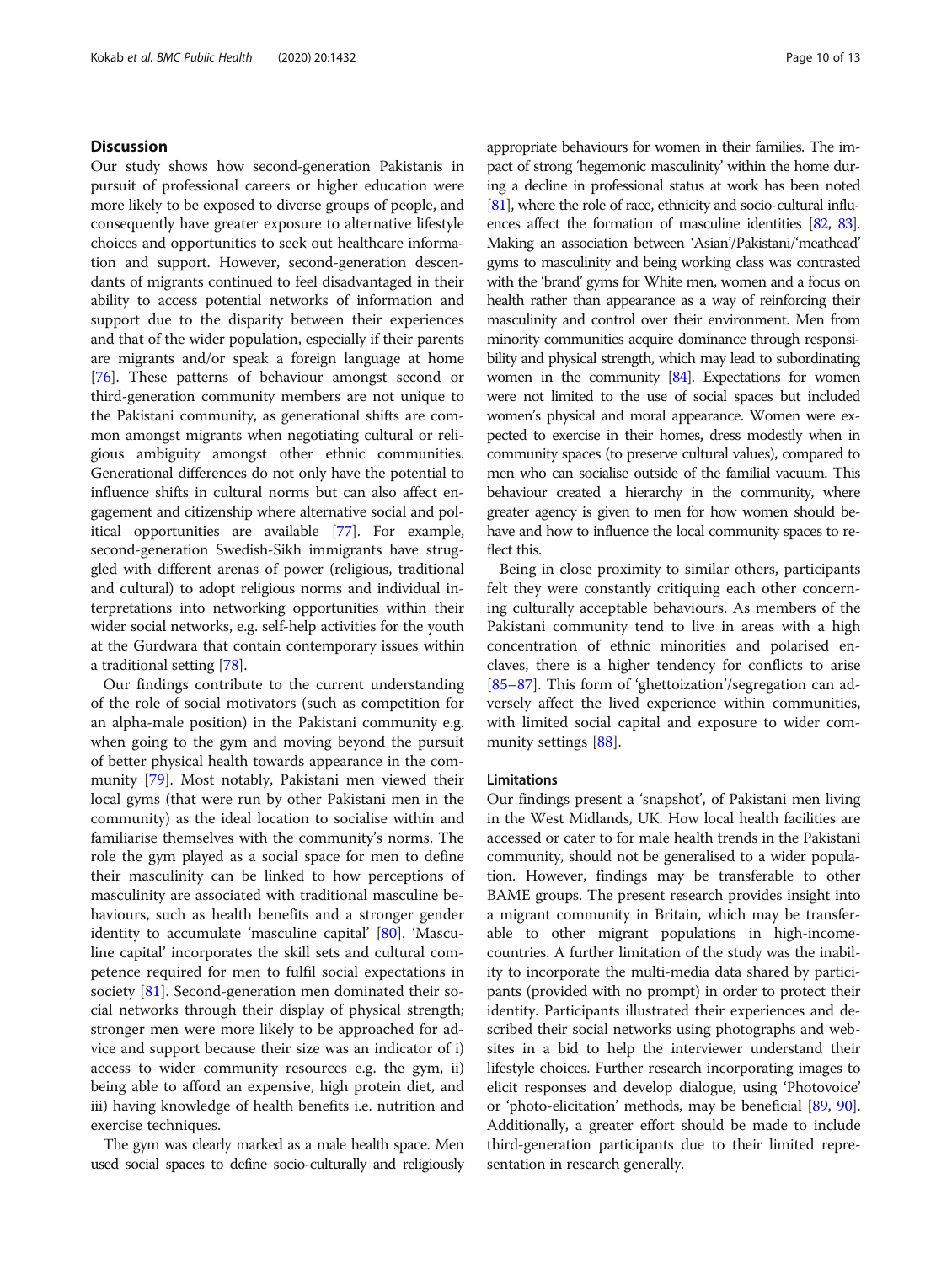## Discussion

Our study shows how second-generation Pakistanis in pursuit of professional careers or higher education were more likely to be exposed to diverse groups of people, and consequently have greater exposure to alternative lifestyle choices and opportunities to seek out healthcare information and support. However, second-generation descendants of migrants continued to feel disadvantaged in their ability to access potential networks of information and support due to the disparity between their experiences and that of the wider population, especially if their parents are migrants and/or speak a foreign language at home [76]. These patterns of behaviour amongst second or third-generation community members are not unique to the Pakistani community, as generational shifts are common amongst migrants when negotiating cultural or religious ambiguity amongst other ethnic communities. Generational differences do not only have the potential to influence shifts in cultural norms but can also affect engagement and citizenship where alternative social and political opportunities are available [77]. For example, second-generation Swedish-Sikh immigrants have struggled with different arenas of power (religious, traditional and cultural) to adopt religious norms and individual interpretations into networking opportunities within their wider social networks, e.g. self-help activities for the youth at the Gurdwara that contain contemporary issues within a traditional setting [78].

Our findings contribute to the current understanding of the role of social motivators (such as competition for an alpha-male position) in the Pakistani community e.g. when going to the gym and moving beyond the pursuit of better physical health towards appearance in the community [79]. Most notably, Pakistani men viewed their local gyms (that were run by other Pakistani men in the community) as the ideal location to socialise within and familiarise themselves with the community's norms. The role the gym played as a social space for men to define their masculinity can be linked to how perceptions of masculinity are associated with traditional masculine behaviours, such as health benefits and a stronger gender identity to accumulate 'masculine capital' [80]. 'Masculine capital' incorporates the skill sets and cultural competence required for men to fulfil social expectations in society [81]. Second-generation men dominated their social networks through their display of physical strength; stronger men were more likely to be approached for advice and support because their size was an indicator of i) access to wider community resources e.g. the gym, ii) being able to afford an expensive, high protein diet, and iii) having knowledge of health benefits i.e. nutrition and exercise techniques.

The gym was clearly marked as a male health space. Men used social spaces to define socio-culturally and religiously appropriate behaviours for women in their families. The impact of strong 'hegemonic masculinity' within the home during a decline in professional status at work has been noted [81], where the role of race, ethnicity and socio-cultural influences affect the formation of masculine identities [82, 83]. Making an association between 'Asian'/Pakistani/'meathead' gyms to masculinity and being working class was contrasted with the 'brand' gyms for White men, women and a focus on health rather than appearance as a way of reinforcing their masculinity and control over their environment. Men from minority communities acquire dominance through responsibility and physical strength, which may lead to subordinating women in the community [84]. Expectations for women were not limited to the use of social spaces but included women's physical and moral appearance. Women were expected to exercise in their homes, dress modestly when in community spaces (to preserve cultural values), compared to men who can socialise outside of the familial vacuum. This behaviour created a hierarchy in the community, where greater agency is given to men for how women should behave and how to influence the local community spaces to reflect this.

Being in close proximity to similar others, participants felt they were constantly critiquing each other concerning culturally acceptable behaviours. As members of the Pakistani community tend to live in areas with a high concentration of ethnic minorities and polarised enclaves, there is a higher tendency for conflicts to arise [85–87]. This form of 'ghettoization'/segregation can adversely affect the lived experience within communities, with limited social capital and exposure to wider community settings [88].

### Limitations

Our findings present a 'snapshot', of Pakistani men living in the West Midlands, UK. How local health facilities are accessed or cater to for male health trends in the Pakistani community, should not be generalised to a wider population. However, findings may be transferable to other BAME groups. The present research provides insight into a migrant community in Britain, which may be transferable to other migrant populations in high-income-countries. A further limitation of the study was the inability to incorporate the multi-media data shared by participants (provided with no prompt) in order to protect their identity. Participants illustrated their experiences and described their social networks using photographs and websites in a bid to help the interviewer understand their lifestyle choices. Further research incorporating images to elicit responses and develop dialogue, using 'Photovoice' or 'photo-elicitation' methods, may be beneficial [89, 90]. Additionally, a greater effort should be made to include third-generation participants due to their limited representation in research generally.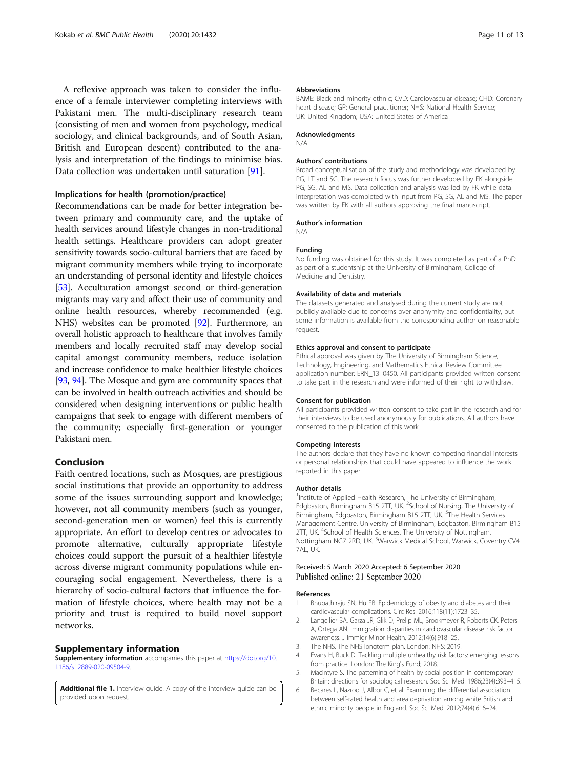A reflexive approach was taken to consider the influence of a female interviewer completing interviews with Pakistani men. The multi-disciplinary research team (consisting of men and women from psychology, medical sociology, and clinical backgrounds, and of South Asian, British and European descent) contributed to the analysis and interpretation of the findings to minimise bias. Data collection was undertaken until saturation [91].

### Implications for health (promotion/practice)

Recommendations can be made for better integration between primary and community care, and the uptake of health services around lifestyle changes in non-traditional health settings. Healthcare providers can adopt greater sensitivity towards socio-cultural barriers that are faced by migrant community members while trying to incorporate an understanding of personal identity and lifestyle choices [53]. Acculturation amongst second or third-generation migrants may vary and affect their use of community and online health resources, whereby recommended (e.g. NHS) websites can be promoted [92]. Furthermore, an overall holistic approach to healthcare that involves family members and locally recruited staff may develop social capital amongst community members, reduce isolation and increase confidence to make healthier lifestyle choices [93, 94]. The Mosque and gym are community spaces that can be involved in health outreach activities and should be considered when designing interventions or public health campaigns that seek to engage with different members of the community; especially first-generation or younger Pakistani men.

## Conclusion

Faith centred locations, such as Mosques, are prestigious social institutions that provide an opportunity to address some of the issues surrounding support and knowledge; however, not all community members (such as younger, second-generation men or women) feel this is currently appropriate. An effort to develop centres or advocates to promote alternative, culturally appropriate lifestyle choices could support the pursuit of a healthier lifestyle across diverse migrant community populations while encouraging social engagement. Nevertheless, there is a hierarchy of socio-cultural factors that influence the formation of lifestyle choices, where health may not be a priority and trust is required to build novel support networks.

## Supplementary information

**Supplementary information** accompanies this paper at https://doi.org/10.1186/s12889-020-09504-9.

**Additional file 1.** Interview guide. A copy of the interview guide can be provided upon request.

### Abbreviations

BAME: Black and minority ethnic; CVD: Cardiovascular disease; CHD: Coronary heart disease; GP: General practitioner; NHS: National Health Service; UK: United Kingdom; USA: United States of America

### Acknowledgments

N/A

### Authors' contributions

Broad conceptualisation of the study and methodology was developed by PG, LT and SG. The research focus was further developed by FK alongside PG, SG, AL and MS. Data collection and analysis was led by FK while data interpretation was completed with input from PG, SG, AL and MS. The paper was written by FK with all authors approving the final manuscript.

### Author's information

N/A

### Funding

No funding was obtained for this study. It was completed as part of a PhD as part of a studentship at the University of Birmingham, College of Medicine and Dentistry.

### Availability of data and materials

The datasets generated and analysed during the current study are not publicly available due to concerns over anonymity and confidentiality, but some information is available from the corresponding author on reasonable request.

### Ethics approval and consent to participate

Ethical approval was given by The University of Birmingham Science, Technology, Engineering, and Mathematics Ethical Review Committee application number: ERN_13–0450. All participants provided written consent to take part in the research and were informed of their right to withdraw.

### Consent for publication

All participants provided written consent to take part in the research and for their interviews to be used anonymously for publications. All authors have consented to the publication of this work.

### Competing interests

The authors declare that they have no known competing financial interests or personal relationships that could have appeared to influence the work reported in this paper.

### Author details

[1]Institute of Applied Health Research, The University of Birmingham, Edgbaston, Birmingham B15 2TT, UK. [2]School of Nursing, The University of Birmingham, Edgbaston, Birmingham B15 2TT, UK. [3]The Health Services Management Centre, University of Birmingham, Edgbaston, Birmingham B15 2TT, UK. [4]School of Health Sciences, The University of Nottingham, Nottingham NG7 2RD, UK. [5]Warwick Medical School, Warwick, Coventry CV4 7AL, UK.

Received: 5 March 2020 Accepted: 6 September 2020
Published online: 21 September 2020

### References

1. Bhupathiraju SN, Hu FB. Epidemiology of obesity and diabetes and their cardiovascular complications. Circ Res. 2016;118(11):1723–35.
2. Langellier BA, Garza JR, Glik D, Prelip ML, Brookmeyer R, Roberts CK, Peters A, Ortega AN. Immigration disparities in cardiovascular disease risk factor awareness. J Immigr Minor Health. 2012;14(6):918–25.
3. The NHS. The NHS longterm plan. London: NHS; 2019.
4. Evans H, Buck D. Tackling multiple unhealthy risk factors: emerging lessons from practice. London: The King's Fund; 2018.
5. Macintyre S. The patterning of health by social position in contemporary Britain: directions for sociological research. Soc Sci Med. 1986;23(4):393–415.
6. Becares L, Nazroo J, Albor C, et al. Examining the differential association between self-rated health and area deprivation among white British and ethnic minority people in England. Soc Sci Med. 2012;74(4):616–24.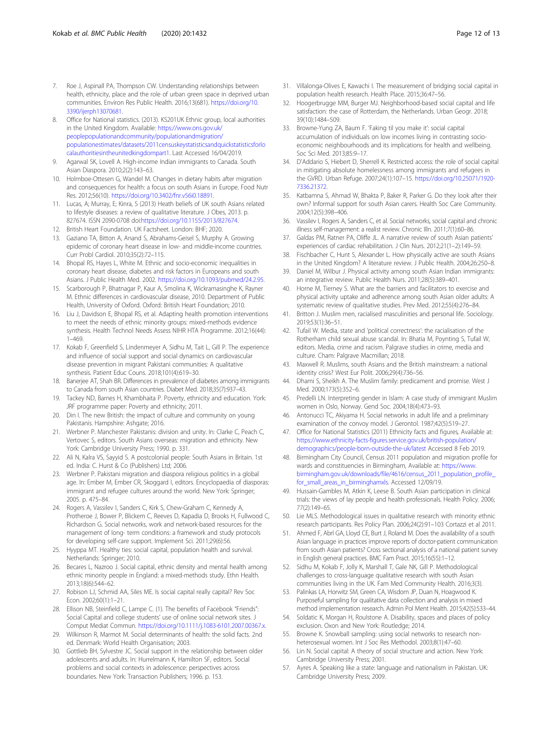7. Roe J, Aspinall PA, Thompson CW. Understanding relationships between health, ethnicity, place and the role of urban green space in deprived urban communities. Environ Res Public Health. 2016;13(681). https://doi.org/10.3390/ijerph13070681.
8. Office for National statistics. (2013). KS201UK Ethnic group, local authorities in the United Kingdom. Available: https://www.ons.gov.uk/peoplepopulationandcommunity/populationandmigration/populationestimates/datasets/2011censuskeystatisticsandquickstatisticsforlocalauthoritiesintheunitedkingdompart1. Last Accessed 16/04/2019.
9. Agarwal SK, Lovell A. High-income Indian immigrants to Canada. South Asian Diaspora. 2010;2(2):143–63.
10. Holmboe-Ottesen G, Wandel M. Changes in dietary habits after migration and consequences for health: a focus on south Asians in Europe. Food Nutr Res. 2012;56(10). https://doi.org/10.3402/fnr.v56i0.18891.
11. Lucas, A; Murray, E; Kinra, S (2013) Heath beliefs of UK south Asians related to lifestyle diseases: a review of qualitative literature. J Obes, 2013. p. 827674. ISSN 2090-0708 doi:https://doi.org/10.1155/2013/827674.
12. British Heart Foundation. UK Factsheet. London: BHF; 2020.
13. Gaziano TA, Bitton A, Anand S, Abrahams-Geisel S, Murphy A. Growing epidemic of coronary heart disease in low- and middle-income countries. Curr Probl Cardiol. 2010;35(2):72–115.
14. Bhopal RS, Hayes L, White M. Ethnic and socio-economic inequalities in coronary heart disease, diabetes and risk factors in Europeans and south Asians. J Public Health Med. 2002. https://doi.org/10.1093/pubmed/24.2.95.
15. Scarborough P, Bhatnagar P, Kaur A, Smolina K, Wickramasinghe K, Rayner M. Ethnic differences in cardiovascular disease, 2010. Department of Public Health, University of Oxford. Oxford: British Heart Foundation; 2010.
16. Liu J, Davidson E, Bhopal RS, et al. Adapting health promotion interventions to meet the needs of ethnic minority groups: mixed-methods evidence synthesis. Health Technol Needs Assess NIHR HTA Programme. 2012;16(44): 1–469.
17. Kokab F, Greenfield S, Lindenmeyer A, Sidhu M, Tait L, Gill P. The experience and influence of social support and social dynamics on cardiovascular disease prevention in migrant Pakistani communities: A qualitative synthesis. Patient Educ Couns. 2018;101(4):619–30.
18. Banerjee AT, Shah BR. Differences in prevalence of diabetes among immigrants to Canada from south Asian countries. Diabet Med. 2018;35(7):937–43.
19. Tackey ND, Barnes H, Khambhaita P. Poverty, ethnicity and education. York: JRF programme paper: Poverty and ethnicity; 2011.
20. Din I. The new British: the impact of culture and community on young Pakistanis. Hampshire: Ashgate; 2016.
21. Werbner P. Manchester Pakistanis: division and unity. In: Clarke C, Peach C, Vertovec S, editors. South Asians overseas: migration and ethnicity. New York: Cambridge University Press; 1990. p. 331.
22. Ali N, Kalra VS, Sayyid S. A postcolonial people: South Asians in Britain. 1st ed. India: C. Hurst & Co (Publishers) Ltd; 2006.
23. Werbner P. Pakistani migration and diaspora religious politics in a global age. In: Ember M, Ember CR, Skoggard I, editors. Encyclopaedia of diasporas: immigrant and refugee cultures around the world. New York: Springer; 2005. p. 475–84.
24. Rogers A, Vassilev I, Sanders C, Kirk S, Chew-Graham C, Kennedy A, Protheroe J, Bower P, Blickem C, Reeves D, Kapadia D, Brooks H, Fullwood C, Richardson G. Social networks, work and network-based resources for the management of long- term conditions: a framework and study protocols for developing self-care support. Implement Sci. 2011;29(6):56.
25. Hyyppa MT. Healthy ties: social capital, population health and survival. Netherlands: Springer; 2010.
26. Becares L, Nazroo J. Social capital, ethnic density and mental health among ethnic minority people in England: a mixed-methods study. Ethn Health. 2013;18(6):544–62.
27. Robison LJ, Schmid AA, Siles ME. Is social capital really capital? Rev Soc Econ. 2002;60(1):1–21.
28. Ellison NB, Steinfield C, Lampe C. (1). The benefits of Facebook "Friends": Social Capital and college students' use of online social network sites. J Comput Mediat Commun. https://doi.org/10.1111/j.1083-6101.2007.00367.x.
29. Wilkinson R, Marmot M. Social determinants of health: the solid facts. 2nd ed. Denmark: World Health Organisation; 2003.
30. Gottlieb BH, Sylvestre JC. Social support in the relationship between older adolescents and adults. In: Hurrelmann K, Hamilton SF, editors. Social problems and social contexts in adolescence: perspectives across boundaries. New York: Transaction Publishers; 1996. p. 153.
31. Villalonga-Olives E, Kawachi I. The measurement of bridging social capital in population health research. Health Place. 2015;36:47–56.
32. Hoogerbrugge MM, Burger MJ. Neighborhood-based social capital and life satisfaction: the case of Rotterdam, the Netherlands. Urban Geogr. 2018; 39(10):1484–509.
33. Browne-Yung ZA, Baum F. 'Faking til you make it': social capital accumulation of individuals on low incomes living in contrasting socio-economic neighbourhoods and its implications for health and wellbeing. Soc Sci Med. 2013;85:9–17.
34. D'Addario S, Hiebert D, Sherrell K. Restricted access: the role of social capital in mitigating absolute homelessness among immigrants and refugees in the GVRD. Urban Refuge. 2007;24(1):107–15. https://doi.org/10.25071/1920-7336.21372.
35. Katbamna S, Ahmad W, Bhakta P, Baker R, Parker G. Do they look after their own? Informal support for south Asian carers. Health Soc Care Community. 2004;12(5):398–406.
36. Vassilev I, Rogers A, Sanders C, et al. Social networks, social capital and chronic illness self-management: a realist review. Chronic Illn. 2011;7(1):60–86.
37. Galdas PM, Ratner PA, Oliffe JL. A narrative review of south Asian patients' experiences of cardiac rehabilitation. J Clin Nurs. 2012;21(1–2):149–59.
38. Fischbacher C, Hunt S, Alexander L. How physically active are south Asians in the United Kingdom? A literature review. J Public Health. 2004;26:250–8.
39. Daniel M, Wilbur J. Physical activity among south Asian Indian immigrants: an integrative review. Public Health Nurs. 2011;28(5):389–401.
40. Horne M, Tierney S. What are the barriers and facilitators to exercise and physical activity uptake and adherence among south Asian older adults: A systematic review of qualitative studies. Prev Med. 2012;55(4):276–84.
41. Britton J. Muslim men, racialised masculinities and personal life. Sociology. 2019;53(1):36–51.
42. Tufail W. Media, state and 'political correctness': the racialisation of the Rotherham child sexual abuse scandal. In: Bhatia M, Poynting S, Tufail W, editors. Media, crime and racism. Palgrave studies in crime, media and culture. Cham: Palgrave Macmillan; 2018.
43. Maxwell R. Muslims, south Asians and the British mainstream: a national identity crisis? West Eur Polit. 2006;29(4):736–56.
44. Dhami S, Sheikh A. The Muslim family: predicament and promise. West J Med. 2000;173(5):352–6.
45. Predelli LN. Interpreting gender in Islam: A case study of immigrant Muslim women in Oslo, Norway. Gend Soc. 2004;18(4):473–93.
46. Antonucci TC, Akiyama H. Social networks in adult life and a preliminary examination of the convoy model. J Gerontol. 1987;42(5):519–27.
47. Office for National Statistics (2011) Ethnicity facts and figures, Available at: https://www.ethnicity-facts-figures.service.gov.uk/british-population/demographics/people-born-outside-the-uk/latest Accessed 8 Feb 2019.
48. Birmingham City Council, Census 2011 population and migration profile for wards and constituencies in Birmingham, Available at: https://www.birmingham.gov.uk/downloads/file/4616/census_2011_population_profile_for_small_areas_in_birminghamxls. Accessed 12/09/19.
49. Hussain-Gambles M, Atkin K, Leese B. South Asian participation in clinical trials: the views of lay people and health professionals. Health Policy. 2006; 77(2):149–65.
50. Lie MLS. Methodological issues in qualitative research with minority ethnic research participants. Res Policy Plan. 2006;24(2):91–103 Cortazzi et al 2011.
51. Ahmed F, Abrl GA, Lloyd CE, Burt J, Roland M. Does the availability of a south Asian language in practices improve reports of doctor-patient communication from south Asian patients? Cross sectional analysis of a national patient survey in English general practices. BMC Fam Pract. 2015;16(55):1–12.
52. Sidhu M, Kokab F, Jolly K, Marshall T, Gale NK, Gill P. Methodological challenges to cross-language qualitative research with south Asian communities living in the UK. Fam Med Community Health. 2016;3(3).
53. Palinkas LA, Horwitz SM, Green CA, Wisdom JP, Duan N, Hoagwood K. Purposeful sampling for qualitative data collection and analysis in mixed method implementation research. Admin Pol Ment Health. 2015;42(5):533–44.
54. Soldatic K, Morgan H, Roulstone A. Disability, spaces and places of policy exclusion. Oxon and New York: Routledge; 2014.
55. Browne K. Snowball sampling: using social networks to research non-heterosexual women. Int J Soc Res Methodol. 2003;8(1):47–60.
56. Lin N. Social capital: A theory of social structure and action. New York: Cambridge University Press; 2001.
57. Ayres A. Speaking like a state: language and nationalism in Pakistan. UK: Cambridge University Press; 2009.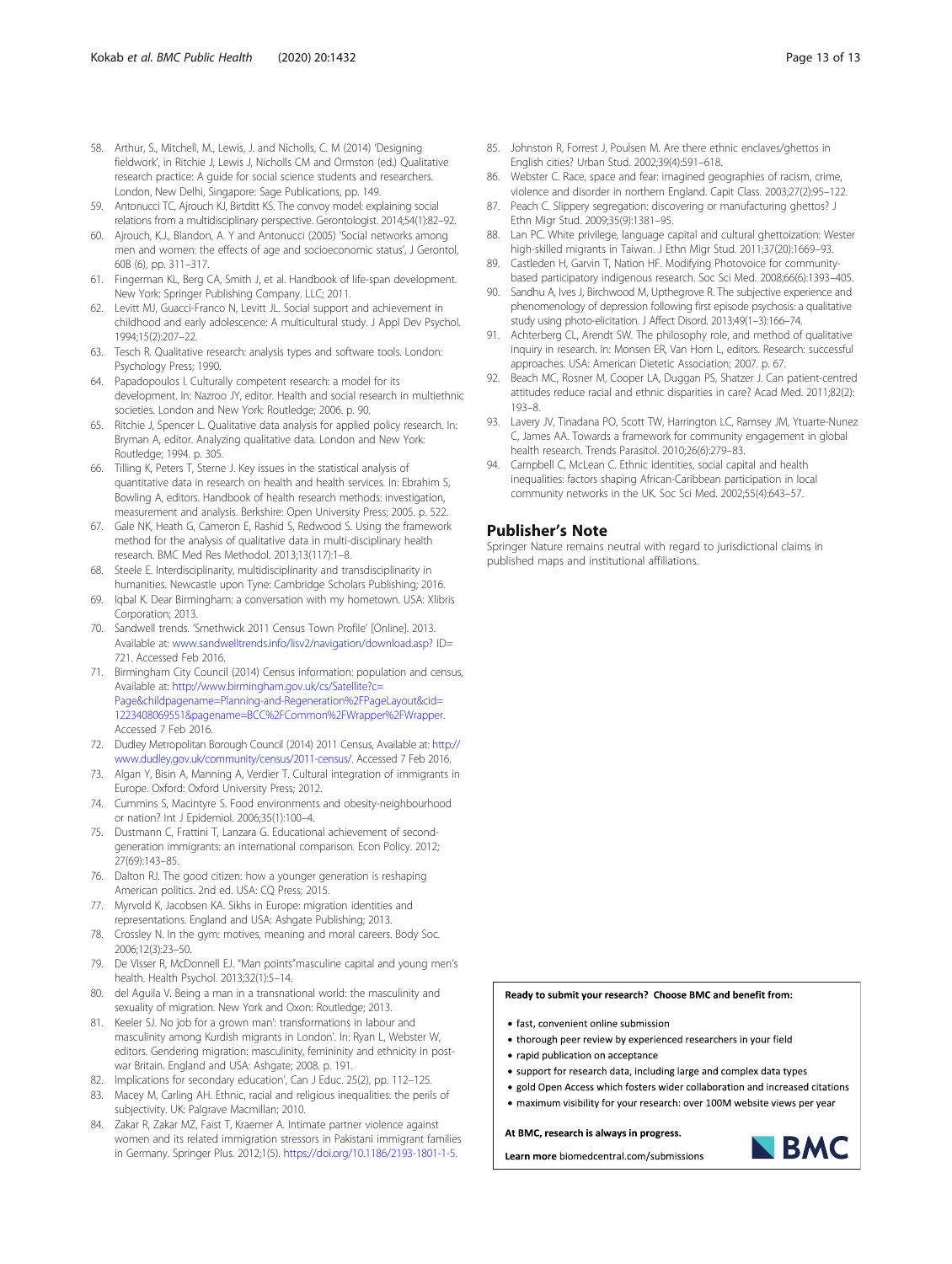58. Arthur, S., Mitchell, M., Lewis, J. and Nicholls, C. M (2014) 'Designing fieldwork', in Ritchie J, Lewis J, Nicholls CM and Ormston (ed.) Qualitative research practice: A guide for social science students and researchers. London, New Delhi, Singapore: Sage Publications, pp. 149.
59. Antonucci TC, Ajrouch KJ, Birtditt KS. The convoy model: explaining social relations from a multidisciplinary perspective. Gerontologist. 2014;54(1):82–92.
60. Ajrouch, K.J., Blandon, A. Y and Antonucci (2005) 'Social networks among men and women: the effects of age and socioeconomic status', J Gerontol, 60B (6), pp. 311–317.
61. Fingerman KL, Berg CA, Smith J, et al. Handbook of life-span development. New York: Springer Publishing Company. LLC; 2011.
62. Levitt MJ, Guacci-Franco N, Levitt JL. Social support and achievement in childhood and early adolescence: A multicultural study. J Appl Dev Psychol. 1994;15(2):207–22.
63. Tesch R. Qualitative research: analysis types and software tools. London: Psychology Press; 1990.
64. Papadopoulos I. Culturally competent research: a model for its development. In: Nazroo JY, editor. Health and social research in multiethnic societies. London and New York: Routledge; 2006. p. 90.
65. Ritchie J, Spencer L. Qualitative data analysis for applied policy research. In: Bryman A, editor. Analyzing qualitative data. London and New York: Routledge; 1994. p. 305.
66. Tilling K, Peters T, Sterne J. Key issues in the statistical analysis of quantitative data in research on health and health services. In: Ebrahim S, Bowling A, editors. Handbook of health research methods: investigation, measurement and analysis. Berkshire: Open University Press; 2005. p. 522.
67. Gale NK, Heath G, Cameron E, Rashid S, Redwood S. Using the framework method for the analysis of qualitative data in multi-disciplinary health research. BMC Med Res Methodol. 2013;13(117):1–8.
68. Steele E. Interdisciplinarity, multidisciplinarity and transdisciplinarity in humanities. Newcastle upon Tyne: Cambridge Scholars Publishing; 2016.
69. Iqbal K. Dear Birmingham: a conversation with my hometown. USA: Xlibris Corporation; 2013.
70. Sandwell trends. 'Smethwick 2011 Census Town Profile' [Online]. 2013. Available at: www.sandwelltrends.info/lisv2/navigation/download.asp? ID=721. Accessed Feb 2016.
71. Birmingham City Council (2014) Census information: population and census, Available at: http://www.birmingham.gov.uk/cs/Satellite?c=Page&childpagename=Planning-and-Regeneration%2FPageLayout&cid=1223408069551&pagename=BCC%2FCommon%2FWrapper%2FWrapper. Accessed 7 Feb 2016.
72. Dudley Metropolitan Borough Council (2014) 2011 Census, Available at: http://www.dudley.gov.uk/community/census/2011-census/. Accessed 7 Feb 2016.
73. Algan Y, Bisin A, Manning A, Verdier T. Cultural integration of immigrants in Europe. Oxford: Oxford University Press; 2012.
74. Cummins S, Macintyre S. Food environments and obesity-neighbourhood or nation? Int J Epidemiol. 2006;35(1):100–4.
75. Dustmann C, Frattini T, Lanzara G. Educational achievement of second-generation immigrants: an international comparison. Econ Policy. 2012; 27(69):143–85.
76. Dalton RJ. The good citizen: how a younger generation is reshaping American politics. 2nd ed. USA: CQ Press; 2015.
77. Myrvold K, Jacobsen KA. Sikhs in Europe: migration identities and representations. England and USA: Ashgate Publishing; 2013.
78. Crossley N. In the gym: motives, meaning and moral careers. Body Soc. 2006;12(3):23–50.
79. De Visser R, McDonnell EJ. "Man points"masculine capital and young men's health. Health Psychol. 2013;32(1):5–14.
80. del Aguila V. Being a man in a transnational world: the masculinity and sexuality of migration. New York and Oxon: Routledge; 2013.
81. Keeler SJ. No job for a grown man': transformations in labour and masculinity among Kurdish migrants in London'. In: Ryan L, Webster W, editors. Gendering migration: masculinity, femininity and ethnicity in post-war Britain. England and USA: Ashgate; 2008. p. 191.
82. Implications for secondary education', Can J Educ. 25(2), pp. 112–125.
83. Macey M, Carling AH. Ethnic, racial and religious inequalities: the perils of subjectivity. UK: Palgrave Macmillan; 2010.
84. Zakar R, Zakar MZ, Faist T, Kraemer A. Intimate partner violence against women and its related immigration stressors in Pakistani immigrant families in Germany. Springer Plus. 2012;1(5). https://doi.org/10.1186/2193-1801-1-5.
85. Johnston R, Forrest J, Poulsen M. Are there ethnic enclaves/ghettos in English cities? Urban Stud. 2002;39(4):591–618.
86. Webster C. Race, space and fear: imagined geographies of racism, crime, violence and disorder in northern England. Capit Class. 2003;27(2):95–122.
87. Peach C. Slippery segregation: discovering or manufacturing ghettos? J Ethn Migr Stud. 2009;35(9):1381–95.
88. Lan PC. White privilege, language capital and cultural ghettoization: Wester high-skilled migrants in Taiwan. J Ethn Migr Stud. 2011;37(20):1669–93.
89. Castleden H, Garvin T, Nation HF. Modifying Photovoice for community-based participatory indigenous research. Soc Sci Med. 2008;66(6):1393–405.
90. Sandhu A, Ives J, Birchwood M, Upthegrove R. The subjective experience and phenomenology of depression following first episode psychosis: a qualitative study using photo-elicitation. J Affect Disord. 2013;49(1–3):166–74.
91. Achterberg CL, Arendt SW. The philosophy role, and method of qualitative inquiry in research. In: Monsen ER, Van Horn L, editors. Research: successful approaches. USA: American Dietetic Association; 2007. p. 67.
92. Beach MC, Rosner M, Cooper LA, Duggan PS, Shatzer J. Can patient-centred attitudes reduce racial and ethnic disparities in care? Acad Med. 2011;82(2): 193–8.
93. Lavery JV, Tinadana PO, Scott TW, Harrington LC, Ramsey JM, Ytuarte-Nunez C, James AA. Towards a framework for community engagement in global health research. Trends Parasitol. 2010;26(6):279–83.
94. Campbell C, McLean C. Ethnic identities, social capital and health inequalities: factors shaping African-Caribbean participation in local community networks in the UK. Soc Sci Med. 2002;55(4):643–57.

## Publisher's Note

Springer Nature remains neutral with regard to jurisdictional claims in published maps and institutional affiliations.

**Ready to submit your research? Choose BMC and benefit from:**

- fast, convenient online submission
- thorough peer review by experienced researchers in your field
- rapid publication on acceptance
- support for research data, including large and complex data types
- gold Open Access which fosters wider collaboration and increased citations
- maximum visibility for your research: over 100M website views per year

**At BMC, research is always in progress.**

**Learn more** biomedcentral.com/submissions

BMC